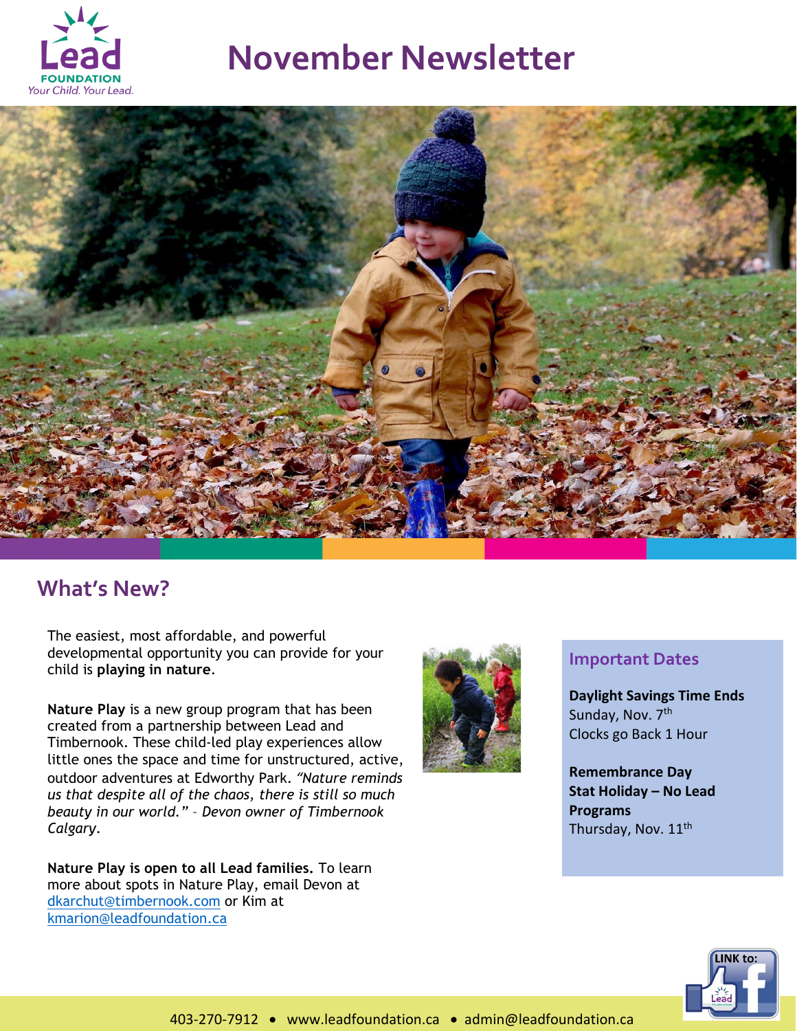Lead FOUNDATION
*Your Child. Your Lead.*

# November Newsletter

## What's New?

The easiest, most affordable, and powerful developmental opportunity you can provide for your child is **playing in nature**.

**Nature Play** is a new group program that has been created from a partnership between Lead and Timbernook. These child-led play experiences allow little ones the space and time for unstructured, active, outdoor adventures at Edworthy Park. *"Nature reminds us that despite all of the chaos, there is still so much beauty in our world."* – *Devon owner of Timbernook Calgary*.

**Nature Play is open to all Lead families.** To learn more about spots in Nature Play, email Devon at dkarchut@timbernook.com or Kim at kmarion@leadfoundation.ca

### Important Dates

**Daylight Savings Time Ends**
Sunday, Nov. 7th
Clocks go Back 1 Hour

**Remembrance Day Stat Holiday – No Lead Programs**
Thursday, Nov. 11th

LINK to:

403-270-7912 • www.leadfoundation.ca • admin@leadfoundation.ca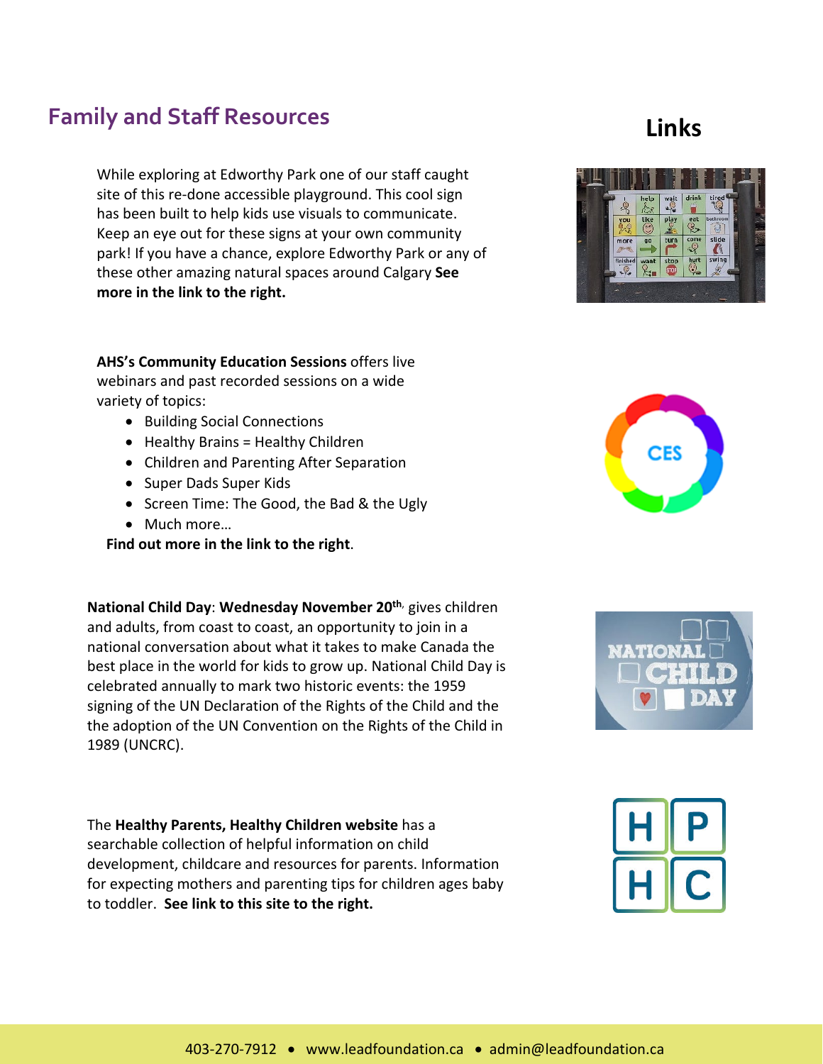## Family and Staff Resources

## Links

While exploring at Edworthy Park one of our staff caught site of this re-done accessible playground. This cool sign has been built to help kids use visuals to communicate. Keep an eye out for these signs at your own community park! If you have a chance, explore Edworthy Park or any of these other amazing natural spaces around Calgary **See more in the link to the right.**

**AHS's Community Education Sessions** offers live webinars and past recorded sessions on a wide variety of topics:

- Building Social Connections
- Healthy Brains = Healthy Children
- Children and Parenting After Separation
- Super Dads Super Kids
- Screen Time: The Good, the Bad & the Ugly
- Much more…

**Find out more in the link to the right**.

**National Child Day**: **Wednesday November 20th**, gives children and adults, from coast to coast, an opportunity to join in a national conversation about what it takes to make Canada the best place in the world for kids to grow up. National Child Day is celebrated annually to mark two historic events: the 1959 signing of the UN Declaration of the Rights of the Child and the the adoption of the UN Convention on the Rights of the Child in 1989 (UNCRC).

The **Healthy Parents, Healthy Children website** has a searchable collection of helpful information on child development, childcare and resources for parents. Information for expecting mothers and parenting tips for children ages baby to toddler. **See link to this site to the right.**

403-270-7912 • www.leadfoundation.ca • admin@leadfoundation.ca